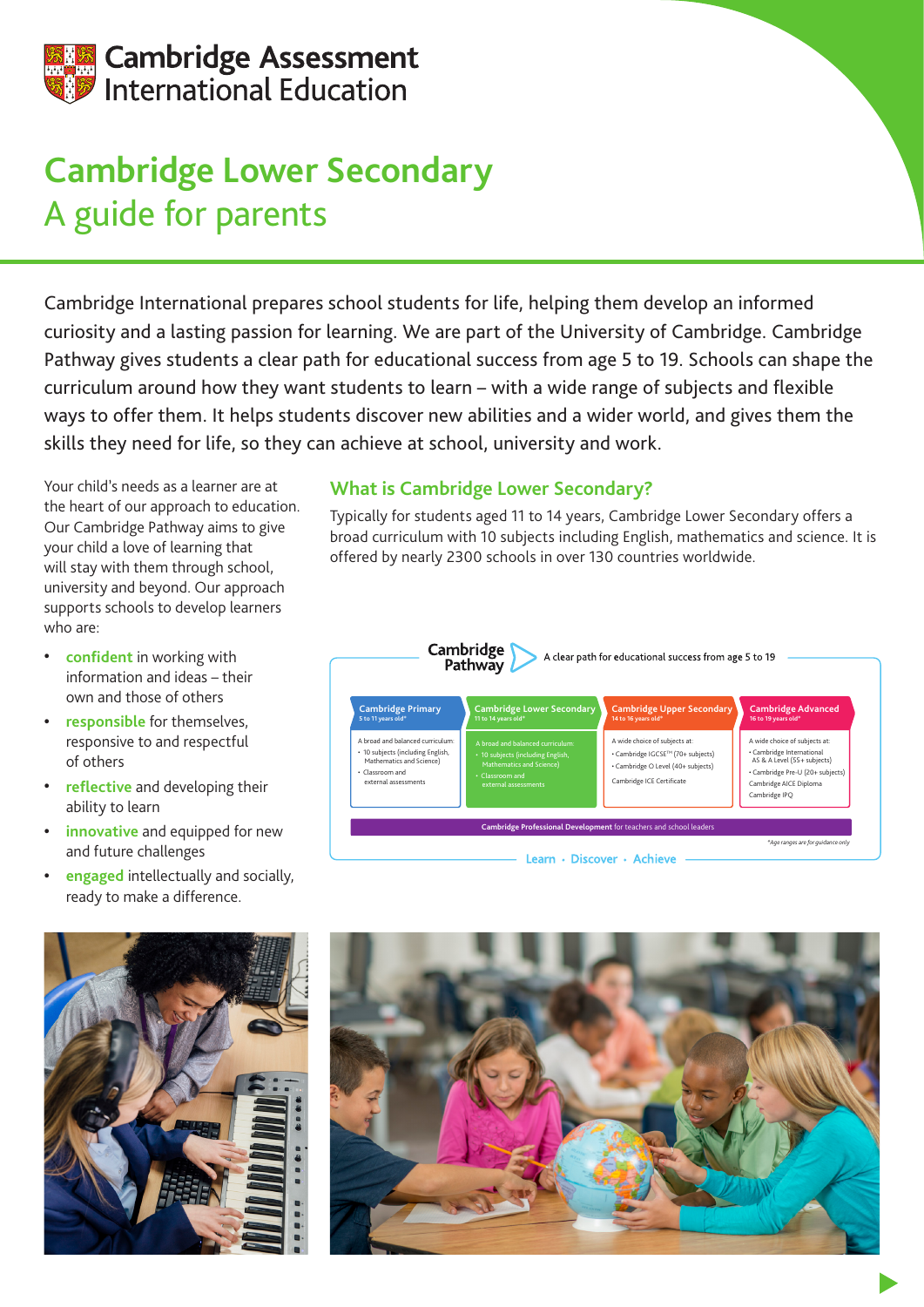Cambridge Assessment International Education

# Cambridge Lower Secondary

## A guide for parents

Cambridge International prepares school students for life, helping them develop an informed curiosity and a lasting passion for learning. We are part of the University of Cambridge. Cambridge Pathway gives students a clear path for educational success from age 5 to 19. Schools can shape the curriculum around how they want students to learn – with a wide range of subjects and flexible ways to offer them. It helps students discover new abilities and a wider world, and gives them the skills they need for life, so they can achieve at school, university and work.

Your child's needs as a learner are at the heart of our approach to education. Our Cambridge Pathway aims to give your child a love of learning that will stay with them through school, university and beyond. Our approach supports schools to develop learners who are:

- **confident** in working with information and ideas – their own and those of others
- **responsible** for themselves, responsive to and respectful of others
- **reflective** and developing their ability to learn
- **innovative** and equipped for new and future challenges
- **engaged** intellectually and socially, ready to make a difference.

### What is Cambridge Lower Secondary?

Typically for students aged 11 to 14 years, Cambridge Lower Secondary offers a broad curriculum with 10 subjects including English, mathematics and science. It is offered by nearly 2300 schools in over 130 countries worldwide.

**Cambridge Pathway** – A clear path for educational success from age 5 to 19

| Cambridge Primary (5 to 11 years old*) | Cambridge Lower Secondary (11 to 14 years old*) | Cambridge Upper Secondary (14 to 16 years old*) | Cambridge Advanced (16 to 19 years old*) |
|---|---|---|---|
| A broad and balanced curriculum: • 10 subjects (including English, Mathematics and Science) • Classroom and external assessments | A broad and balanced curriculum: • 10 subjects (including English, Mathematics and Science) • Classroom and external assessments | A wide choice of subjects at: • Cambridge IGCSE™ (70+ subjects) • Cambridge O Level (40+ subjects) Cambridge ICE Certificate | A wide choice of subjects at: • Cambridge International AS & A Level (55+ subjects) • Cambridge Pre-U (20+ subjects) Cambridge AICE Diploma Cambridge IPQ |

**Cambridge Professional Development** for teachers and school leaders

*Age ranges are for guidance only

Learn • Discover • Achieve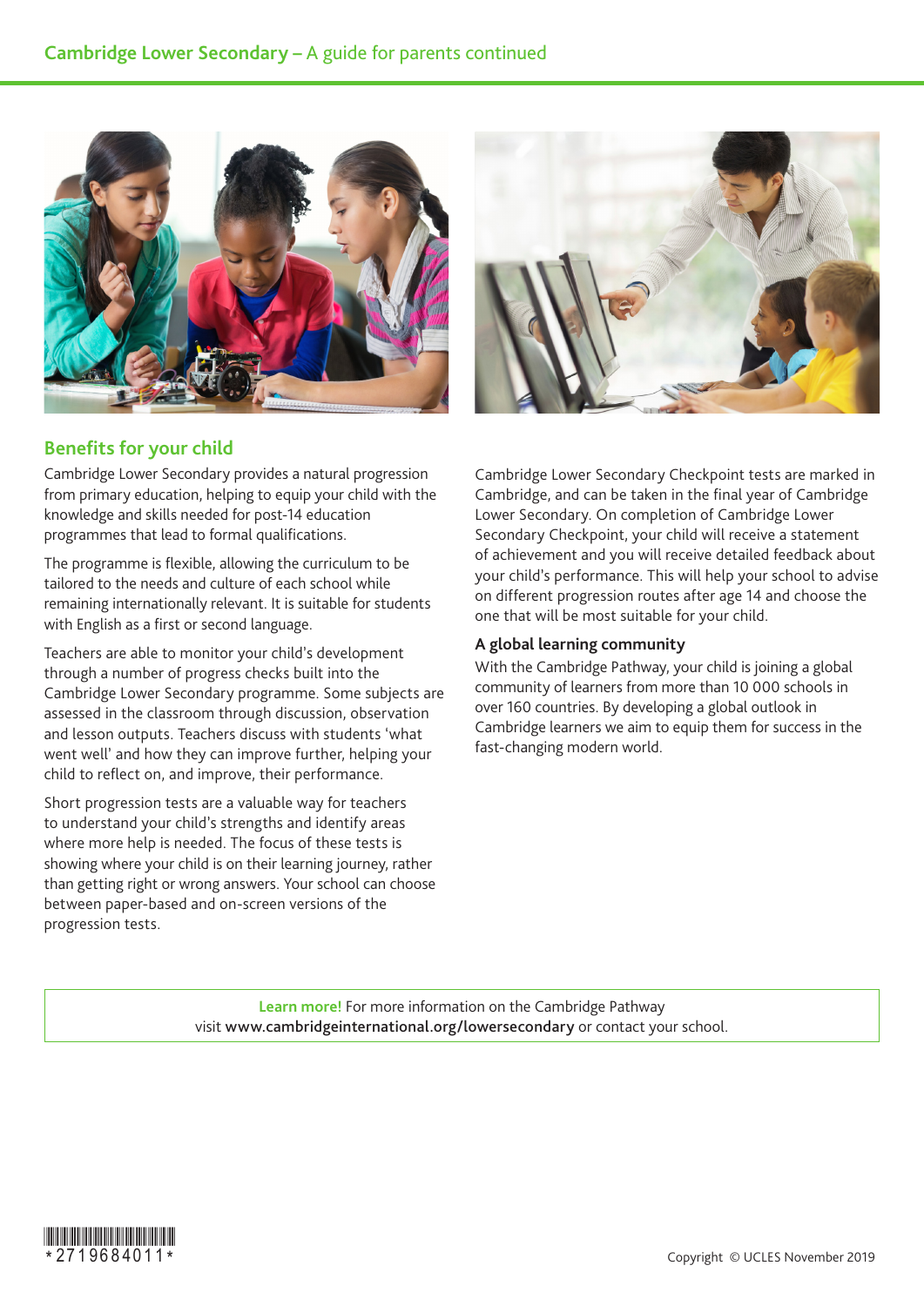## Benefits for your child

Cambridge Lower Secondary provides a natural progression from primary education, helping to equip your child with the knowledge and skills needed for post-14 education programmes that lead to formal qualifications.

The programme is flexible, allowing the curriculum to be tailored to the needs and culture of each school while remaining internationally relevant. It is suitable for students with English as a first or second language.

Teachers are able to monitor your child's development through a number of progress checks built into the Cambridge Lower Secondary programme. Some subjects are assessed in the classroom through discussion, observation and lesson outputs. Teachers discuss with students 'what went well' and how they can improve further, helping your child to reflect on, and improve, their performance.

Short progression tests are a valuable way for teachers to understand your child's strengths and identify areas where more help is needed. The focus of these tests is showing where your child is on their learning journey, rather than getting right or wrong answers. Your school can choose between paper-based and on-screen versions of the progression tests.

Cambridge Lower Secondary Checkpoint tests are marked in Cambridge, and can be taken in the final year of Cambridge Lower Secondary. On completion of Cambridge Lower Secondary Checkpoint, your child will receive a statement of achievement and you will receive detailed feedback about your child's performance. This will help your school to advise on different progression routes after age 14 and choose the one that will be most suitable for your child.

### A global learning community

With the Cambridge Pathway, your child is joining a global community of learners from more than 10 000 schools in over 160 countries. By developing a global outlook in Cambridge learners we aim to equip them for success in the fast-changing modern world.

**Learn more!** For more information on the Cambridge Pathway visit **www.cambridgeinternational.org/lowersecondary** or contact your school.

*2719684011*

Copyright © UCLES November 2019